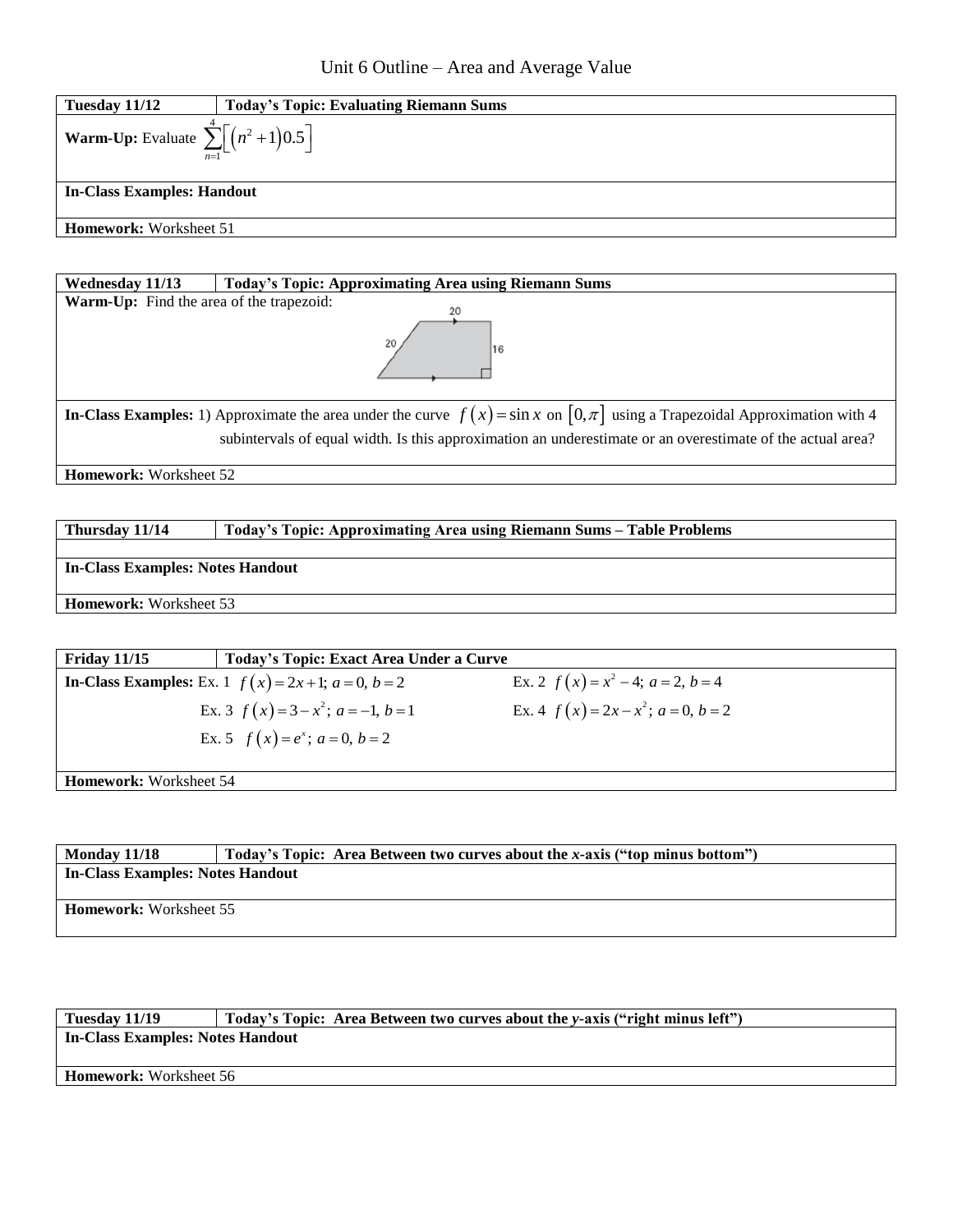# Unit 6 Outline – Area and Average Value

| **Tuesday 11/12** | **Today's Topic: Evaluating Riemann Sums** |
|---|---|
| **Warm-Up:** Evaluate $\sum_{n=1}^{4}\left[\left(n^2+1\right)0.5\right]$ | |
| **In-Class Examples: Handout** | |
| **Homework:** Worksheet 51 | |

| **Wednesday 11/13** | **Today's Topic: Approximating Area using Riemann Sums** |
|---|---|
| **Warm-Up:** Find the area of the trapezoid: (trapezoid with top side 20, slanted side 20, right side 16) | |
| **In-Class Examples:** 1) Approximate the area under the curve $f(x)=\sin x$ on $[0,\pi]$ using a Trapezoidal Approximation with 4 subintervals of equal width. Is this approximation an underestimate or an overestimate of the actual area? | |
| **Homework:** Worksheet 52 | |

| **Thursday 11/14** | **Today's Topic: Approximating Area using Riemann Sums – Table Problems** |
|---|---|
| | |
| **In-Class Examples: Notes Handout** | |
| **Homework:** Worksheet 53 | |

| **Friday 11/15** | **Today's Topic: Exact Area Under a Curve** |
|---|---|
| **In-Class Examples:** Ex. 1 $f(x)=2x+1;\ a=0,\ b=2$ | Ex. 2 $f(x)=x^2-4;\ a=2,\ b=4$ |
| Ex. 3 $f(x)=3-x^2;\ a=-1,\ b=1$ | Ex. 4 $f(x)=2x-x^2;\ a=0,\ b=2$ |
| Ex. 5 $f(x)=e^x;\ a=0,\ b=2$ | |
| **Homework:** Worksheet 54 | |

| **Monday 11/18** | **Today's Topic: Area Between two curves about the *x*-axis ("top minus bottom")** |
|---|---|
| **In-Class Examples: Notes Handout** | |
| **Homework:** Worksheet 55 | |

| **Tuesday 11/19** | **Today's Topic: Area Between two curves about the *y*-axis ("right minus left")** |
|---|---|
| **In-Class Examples: Notes Handout** | |
| **Homework:** Worksheet 56 | |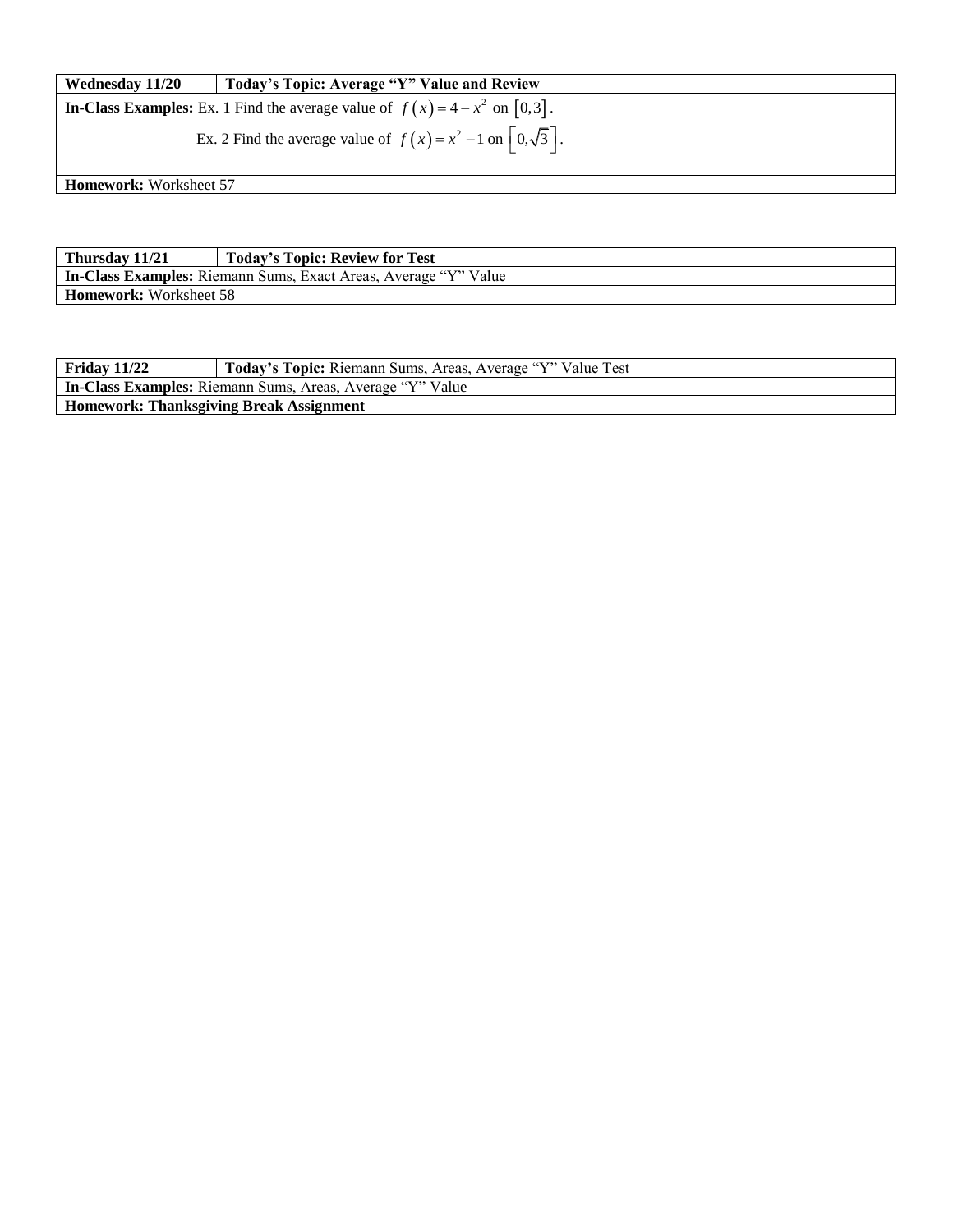| Wednesday 11/20 | Today's Topic: Average "Y" Value and Review |
|---|---|
| **In-Class Examples:** Ex. 1 Find the average value of $f(x) = 4 - x^2$ on $[0,3]$.<br>Ex. 2 Find the average value of $f(x) = x^2 - 1$ on $\left[0,\sqrt{3}\right]$. | |
| **Homework:** Worksheet 57 | |

| Thursday 11/21 | Today's Topic: Review for Test |
|---|---|
| **In-Class Examples:** Riemann Sums, Exact Areas, Average "Y" Value | |
| **Homework:** Worksheet 58 | |

| Friday 11/22 | **Today's Topic:** Riemann Sums, Areas, Average "Y" Value Test |
|---|---|
| **In-Class Examples:** Riemann Sums, Areas, Average "Y" Value | |
| **Homework: Thanksgiving Break Assignment** | |